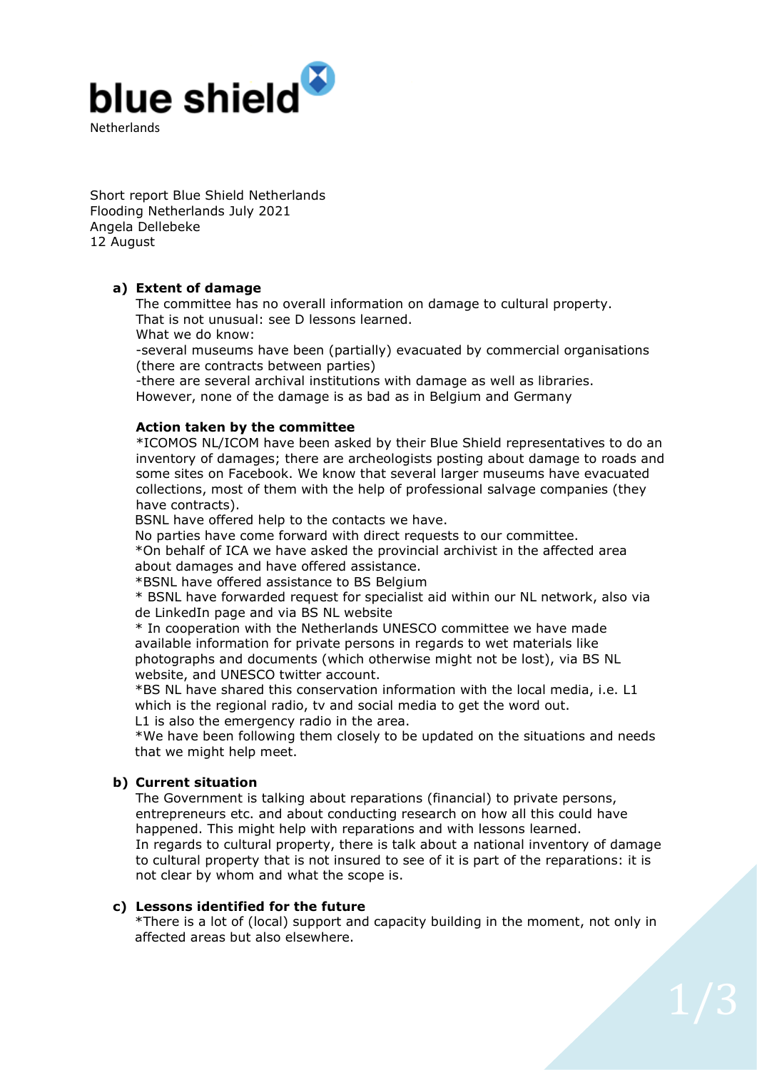blue shield
Netherlands

Short report Blue Shield Netherlands
Flooding Netherlands July 2021
Angela Dellebeke
12 August

**a) Extent of damage**

The committee has no overall information on damage to cultural property.
That is not unusual: see D lessons learned.
What we do know:
-several museums have been (partially) evacuated by commercial organisations (there are contracts between parties)
-there are several archival institutions with damage as well as libraries.
However, none of the damage is as bad as in Belgium and Germany

**Action taken by the committee**

*ICOMOS NL/ICOM have been asked by their Blue Shield representatives to do an inventory of damages; there are archeologists posting about damage to roads and some sites on Facebook. We know that several larger museums have evacuated collections, most of them with the help of professional salvage companies (they have contracts).
BSNL have offered help to the contacts we have.
No parties have come forward with direct requests to our committee.
*On behalf of ICA we have asked the provincial archivist in the affected area about damages and have offered assistance.
*BSNL have offered assistance to BS Belgium
* BSNL have forwarded request for specialist aid within our NL network, also via de LinkedIn page and via BS NL website
* In cooperation with the Netherlands UNESCO committee we have made available information for private persons in regards to wet materials like photographs and documents (which otherwise might not be lost), via BS NL website, and UNESCO twitter account.
*BS NL have shared this conservation information with the local media, i.e. L1 which is the regional radio, tv and social media to get the word out.
L1 is also the emergency radio in the area.
*We have been following them closely to be updated on the situations and needs that we might help meet.

**b) Current situation**

The Government is talking about reparations (financial) to private persons, entrepreneurs etc. and about conducting research on how all this could have happened. This might help with reparations and with lessons learned.
In regards to cultural property, there is talk about a national inventory of damage to cultural property that is not insured to see of it is part of the reparations: it is not clear by whom and what the scope is.

**c) Lessons identified for the future**

*There is a lot of (local) support and capacity building in the moment, not only in affected areas but also elsewhere.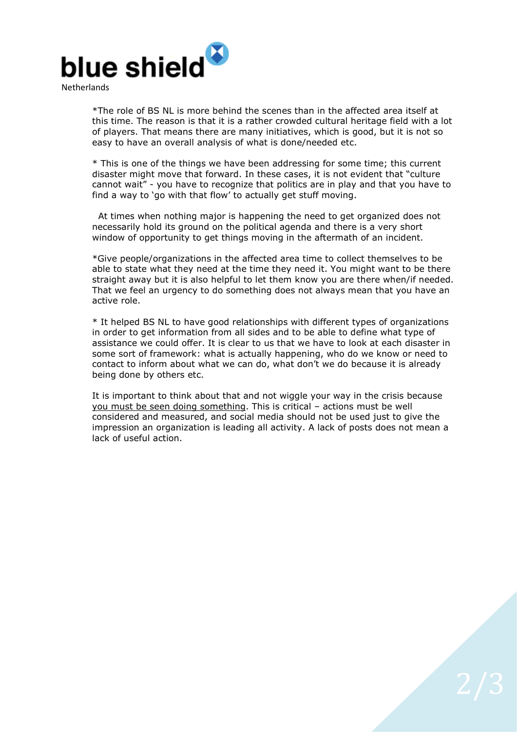*The role of BS NL is more behind the scenes than in the affected area itself at this time. The reason is that it is a rather crowded cultural heritage field with a lot of players. That means there are many initiatives, which is good, but it is not so easy to have an overall analysis of what is done/needed etc.

* This is one of the things we have been addressing for some time; this current disaster might move that forward. In these cases, it is not evident that "culture cannot wait" - you have to recognize that politics are in play and that you have to find a way to 'go with that flow' to actually get stuff moving.

At times when nothing major is happening the need to get organized does not necessarily hold its ground on the political agenda and there is a very short window of opportunity to get things moving in the aftermath of an incident.

*Give people/organizations in the affected area time to collect themselves to be able to state what they need at the time they need it. You might want to be there straight away but it is also helpful to let them know you are there when/if needed. That we feel an urgency to do something does not always mean that you have an active role.

* It helped BS NL to have good relationships with different types of organizations in order to get information from all sides and to be able to define what type of assistance we could offer. It is clear to us that we have to look at each disaster in some sort of framework: what is actually happening, who do we know or need to contact to inform about what we can do, what don't we do because it is already being done by others etc.

It is important to think about that and not wiggle your way in the crisis because <u>you must be seen doing something</u>. This is critical – actions must be well considered and measured, and social media should not be used just to give the impression an organization is leading all activity. A lack of posts does not mean a lack of useful action.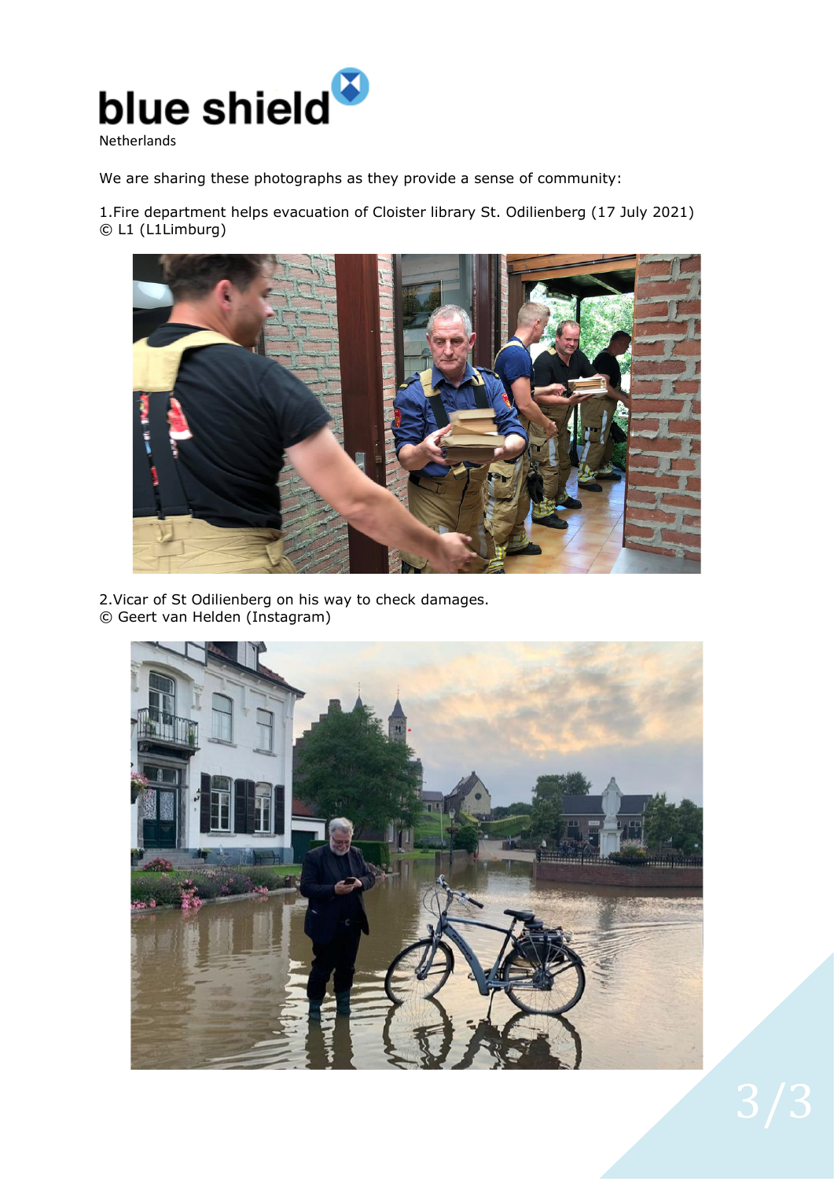blue shield

Netherlands

We are sharing these photographs as they provide a sense of community:

1.Fire department helps evacuation of Cloister library St. Odilienberg (17 July 2021)
© L1 (L1Limburg)

2.Vicar of St Odilienberg on his way to check damages.
© Geert van Helden (Instagram)